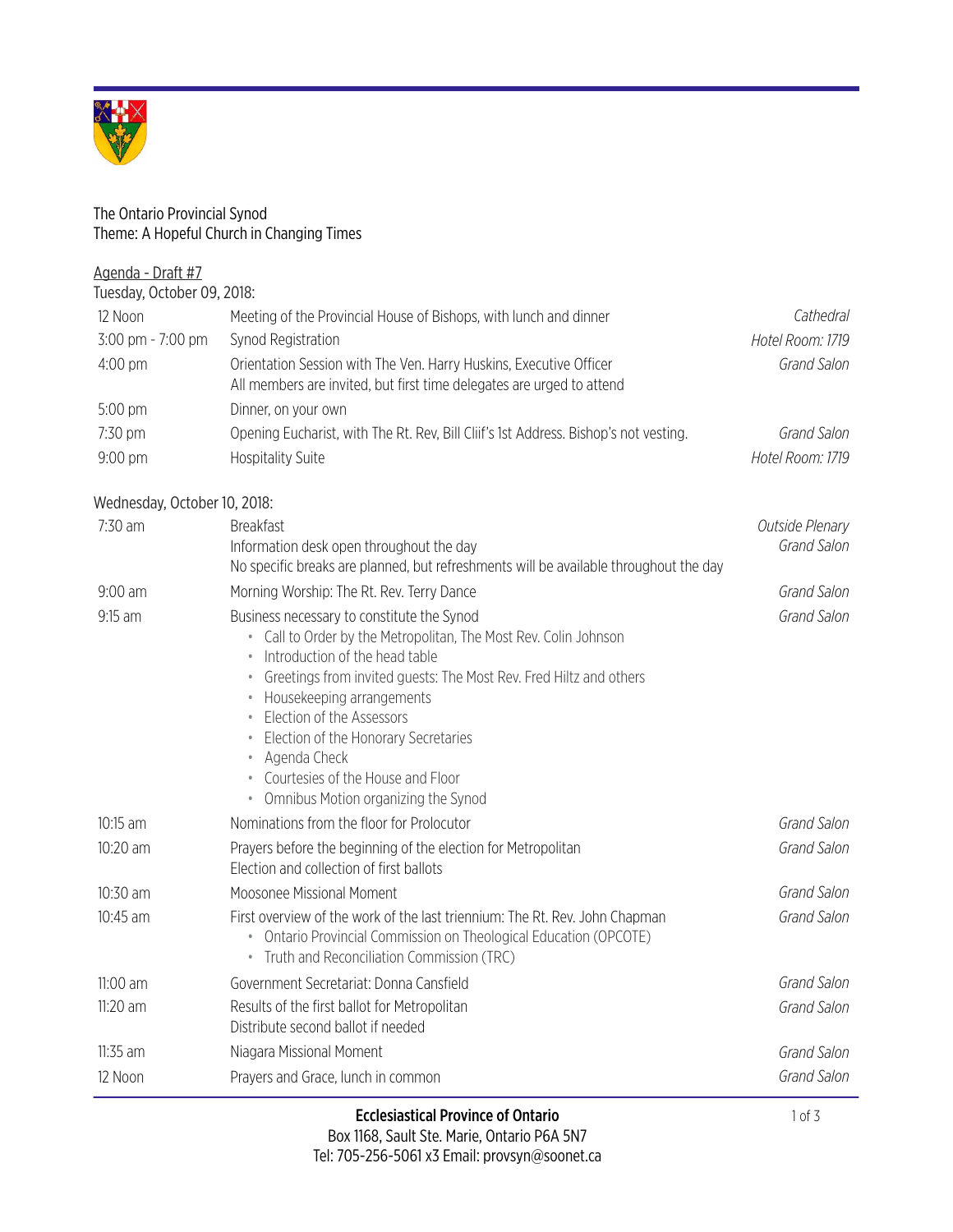The Ontario Provincial Synod
Theme: A Hopeful Church in Changing Times

<u>Agenda - Draft #7</u>

Tuesday, October 09, 2018:

| | | |
|---|---|---|
| 12 Noon | Meeting of the Provincial House of Bishops, with lunch and dinner | *Cathedral* |
| 3:00 pm - 7:00 pm | Synod Registration | *Hotel Room: 1719* |
| 4:00 pm | Orientation Session with The Ven. Harry Huskins, Executive Officer<br>All members are invited, but first time delegates are urged to attend | *Grand Salon* |
| 5:00 pm | Dinner, on your own | |
| 7:30 pm | Opening Eucharist, with The Rt. Rev, Bill Cliif's 1st Address. Bishop's not vesting. | *Grand Salon* |
| 9:00 pm | Hospitality Suite | *Hotel Room: 1719* |

Wednesday, October 10, 2018:

| | | |
|---|---|---|
| 7:30 am | Breakfast<br>Information desk open throughout the day<br>No specific breaks are planned, but refreshments will be available throughout the day | *Outside Plenary*<br>*Grand Salon* |
| 9:00 am | Morning Worship: The Rt. Rev. Terry Dance | *Grand Salon* |
| 9:15 am | Business necessary to constitute the Synod<br>• Call to Order by the Metropolitan, The Most Rev. Colin Johnson<br>• Introduction of the head table<br>• Greetings from invited guests: The Most Rev. Fred Hiltz and others<br>• Housekeeping arrangements<br>• Election of the Assessors<br>• Election of the Honorary Secretaries<br>• Agenda Check<br>• Courtesies of the House and Floor<br>• Omnibus Motion organizing the Synod | *Grand Salon* |
| 10:15 am | Nominations from the floor for Prolocutor | *Grand Salon* |
| 10:20 am | Prayers before the beginning of the election for Metropolitan<br>Election and collection of first ballots | *Grand Salon* |
| 10:30 am | Moosonee Missional Moment | *Grand Salon* |
| 10:45 am | First overview of the work of the last triennium: The Rt. Rev. John Chapman<br>• Ontario Provincial Commission on Theological Education (OPCOTE)<br>• Truth and Reconciliation Commission (TRC) | *Grand Salon* |
| 11:00 am | Government Secretariat: Donna Cansfield | *Grand Salon* |
| 11:20 am | Results of the first ballot for Metropolitan<br>Distribute second ballot if needed | *Grand Salon* |
| 11:35 am | Niagara Missional Moment | *Grand Salon* |
| 12 Noon | Prayers and Grace, lunch in common | *Grand Salon* |

**Ecclesiastical Province of Ontario**
Box 1168, Sault Ste. Marie, Ontario P6A 5N7
Tel: 705-256-5061 x3 Email: provsyn@soonet.ca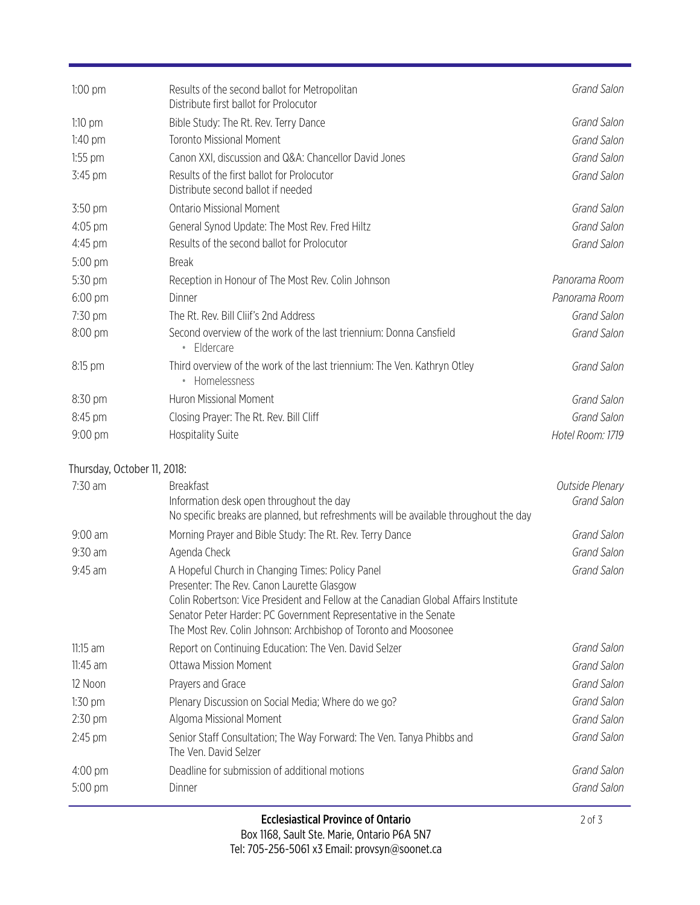| | | |
|---|---|---|
| 1:00 pm | Results of the second ballot for Metropolitan<br>Distribute first ballot for Prolocutor | *Grand Salon* |
| 1:10 pm | Bible Study: The Rt. Rev. Terry Dance | *Grand Salon* |
| 1:40 pm | Toronto Missional Moment | *Grand Salon* |
| 1:55 pm | Canon XXI, discussion and Q&A: Chancellor David Jones | *Grand Salon* |
| 3:45 pm | Results of the first ballot for Prolocutor<br>Distribute second ballot if needed | *Grand Salon* |
| 3:50 pm | Ontario Missional Moment | *Grand Salon* |
| 4:05 pm | General Synod Update: The Most Rev. Fred Hiltz | *Grand Salon* |
| 4:45 pm | Results of the second ballot for Prolocutor | *Grand Salon* |
| 5:00 pm | Break | |
| 5:30 pm | Reception in Honour of The Most Rev. Colin Johnson | *Panorama Room* |
| 6:00 pm | Dinner | *Panorama Room* |
| 7:30 pm | The Rt. Rev. Bill Cliif's 2nd Address | *Grand Salon* |
| 8:00 pm | Second overview of the work of the last triennium: Donna Cansfield<br>• Eldercare | *Grand Salon* |
| 8:15 pm | Third overview of the work of the last triennium: The Ven. Kathryn Otley<br>• Homelessness | *Grand Salon* |
| 8:30 pm | Huron Missional Moment | *Grand Salon* |
| 8:45 pm | Closing Prayer: The Rt. Rev. Bill Cliff | *Grand Salon* |
| 9:00 pm | Hospitality Suite | *Hotel Room: 1719* |

Thursday, October 11, 2018:

| | | |
|---|---|---|
| 7:30 am | Breakfast<br>Information desk open throughout the day<br>No specific breaks are planned, but refreshments will be available throughout the day | *Outside Plenary*<br>*Grand Salon* |
| 9:00 am | Morning Prayer and Bible Study: The Rt. Rev. Terry Dance | *Grand Salon* |
| 9:30 am | Agenda Check | *Grand Salon* |
| 9:45 am | A Hopeful Church in Changing Times: Policy Panel<br>Presenter: The Rev. Canon Laurette Glasgow<br>Colin Robertson: Vice President and Fellow at the Canadian Global Affairs Institute<br>Senator Peter Harder: PC Government Representative in the Senate<br>The Most Rev. Colin Johnson: Archbishop of Toronto and Moosonee | *Grand Salon* |
| 11:15 am | Report on Continuing Education: The Ven. David Selzer | *Grand Salon* |
| 11:45 am | Ottawa Mission Moment | *Grand Salon* |
| 12 Noon | Prayers and Grace | *Grand Salon* |
| 1:30 pm | Plenary Discussion on Social Media; Where do we go? | *Grand Salon* |
| 2:30 pm | Algoma Missional Moment | *Grand Salon* |
| 2:45 pm | Senior Staff Consultation; The Way Forward: The Ven. Tanya Phibbs and<br>The Ven. David Selzer | *Grand Salon* |
| 4:00 pm | Deadline for submission of additional motions | *Grand Salon* |
| 5:00 pm | Dinner | *Grand Salon* |

**Ecclesiastical Province of Ontario**
Box 1168, Sault Ste. Marie, Ontario P6A 5N7
Tel: 705-256-5061 x3 Email: provsyn@soonet.ca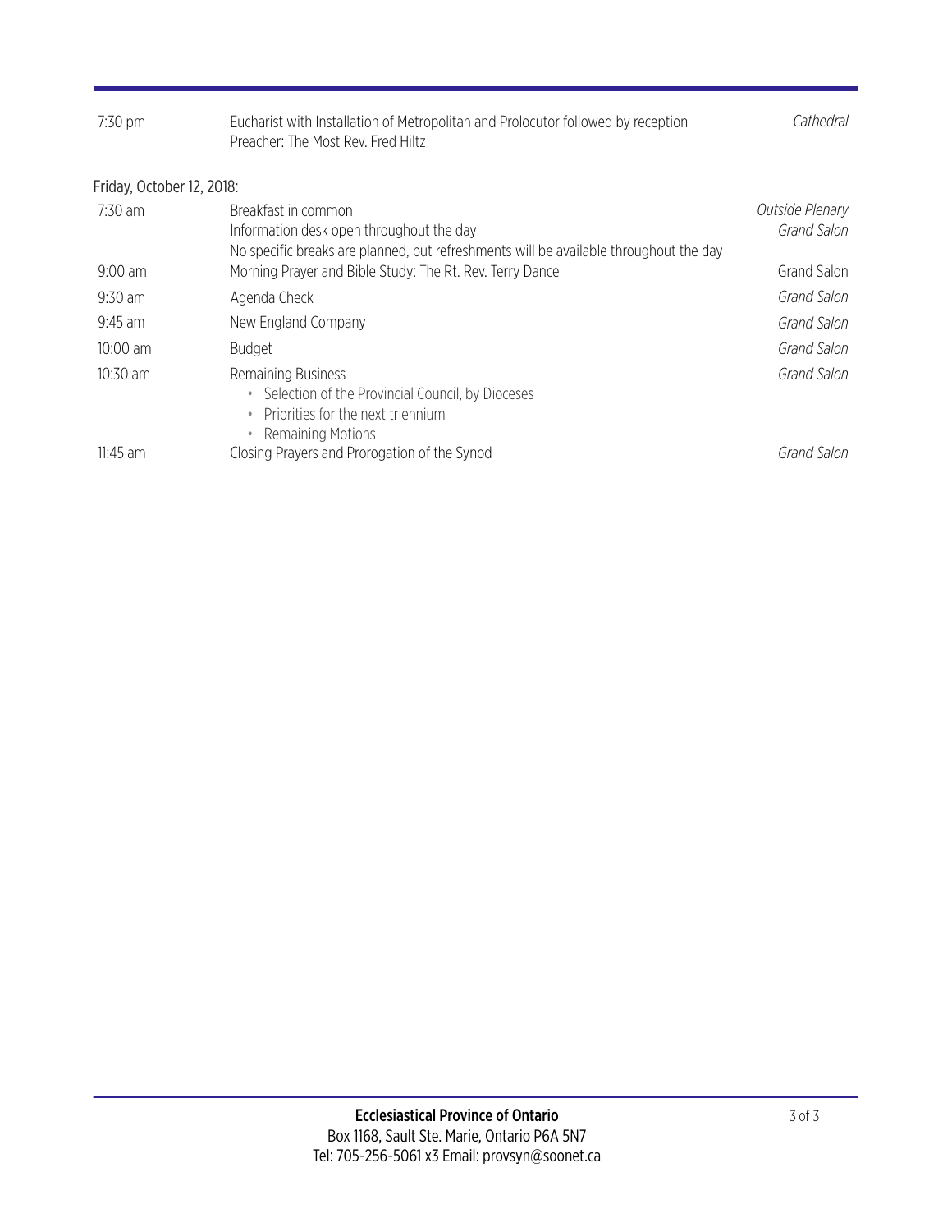| | | |
|---|---|---|
| 7:30 pm | Eucharist with Installation of Metropolitan and Prolocutor followed by reception<br>Preacher: The Most Rev. Fred Hiltz | *Cathedral* |

Friday, October 12, 2018:

| | | |
|---|---|---|
| 7:30 am | Breakfast in common<br>Information desk open throughout the day<br>No specific breaks are planned, but refreshments will be available throughout the day | *Outside Plenary*<br>*Grand Salon* |
| 9:00 am | Morning Prayer and Bible Study: The Rt. Rev. Terry Dance | Grand Salon |
| 9:30 am | Agenda Check | *Grand Salon* |
| 9:45 am | New England Company | *Grand Salon* |
| 10:00 am | Budget | *Grand Salon* |
| 10:30 am | Remaining Business<br>• Selection of the Provincial Council, by Dioceses<br>• Priorities for the next triennium<br>• Remaining Motions | *Grand Salon* |
| 11:45 am | Closing Prayers and Prorogation of the Synod | *Grand Salon* |

**Ecclesiastical Province of Ontario**
Box 1168, Sault Ste. Marie, Ontario P6A 5N7
Tel: 705-256-5061 x3 Email: provsyn@soonet.ca